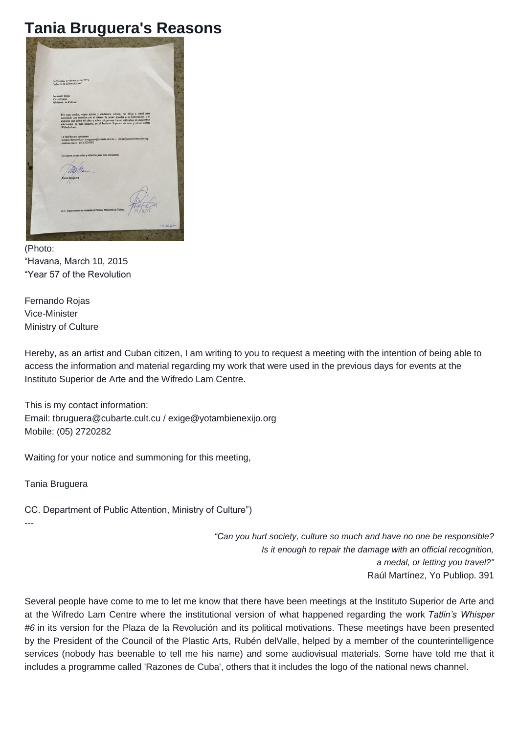# Tania Bruguera's Reasons

(Photo:
"Havana, March 10, 2015
"Year 57 of the Revolution

Fernando Rojas
Vice-Minister
Ministry of Culture

Hereby, as an artist and Cuban citizen, I am writing to you to request a meeting with the intention of being able to access the information and material regarding my work that were used in the previous days for events at the Instituto Superior de Arte and the Wifredo Lam Centre.

This is my contact information:
Email: tbruguera@cubarte.cult.cu / exige@yotambienexijo.org
Mobile: (05) 2720282

Waiting for your notice and summoning for this meeting,

Tania Bruguera

CC. Department of Public Attention, Ministry of Culture")

---

> *"Can you hurt society, culture so much and have no one be responsible?*
> *Is it enough to repair the damage with an official recognition,*
> *a medal, or letting you travel?"*
> Raúl Martínez, Yo Publiop. 391

Several people have come to me to let me know that there have been meetings at the Instituto Superior de Arte and at the Wifredo Lam Centre where the institutional version of what happened regarding the work *Tatlin's Whisper #6* in its version for the Plaza de la Revolución and its political motivations. These meetings have been presented by the President of the Council of the Plastic Arts, Rubén delValle, helped by a member of the counterintelligence services (nobody has beenable to tell me his name) and some audiovisual materials. Some have told me that it includes a programme called 'Razones de Cuba', others that it includes the logo of the national news channel.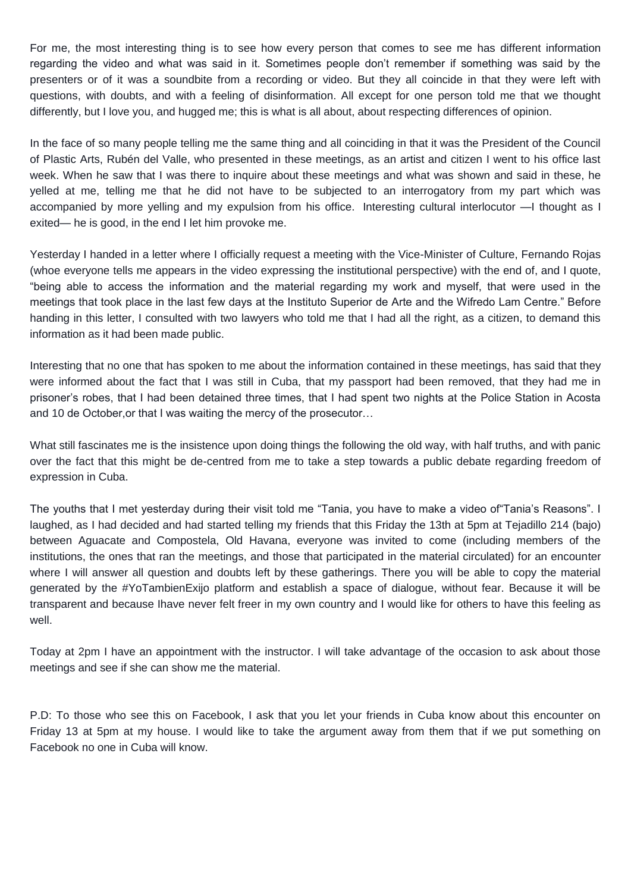For me, the most interesting thing is to see how every person that comes to see me has different information regarding the video and what was said in it. Sometimes people don't remember if something was said by the presenters or of it was a soundbite from a recording or video. But they all coincide in that they were left with questions, with doubts, and with a feeling of disinformation. All except for one person told me that we thought differently, but I love you, and hugged me; this is what is all about, about respecting differences of opinion.

In the face of so many people telling me the same thing and all coinciding in that it was the President of the Council of Plastic Arts, Rubén del Valle, who presented in these meetings, as an artist and citizen I went to his office last week. When he saw that I was there to inquire about these meetings and what was shown and said in these, he yelled at me, telling me that he did not have to be subjected to an interrogatory from my part which was accompanied by more yelling and my expulsion from his office. Interesting cultural interlocutor —I thought as I exited— he is good, in the end I let him provoke me.

Yesterday I handed in a letter where I officially request a meeting with the Vice-Minister of Culture, Fernando Rojas (whoe everyone tells me appears in the video expressing the institutional perspective) with the end of, and I quote, "being able to access the information and the material regarding my work and myself, that were used in the meetings that took place in the last few days at the Instituto Superior de Arte and the Wifredo Lam Centre." Before handing in this letter, I consulted with two lawyers who told me that I had all the right, as a citizen, to demand this information as it had been made public.

Interesting that no one that has spoken to me about the information contained in these meetings, has said that they were informed about the fact that I was still in Cuba, that my passport had been removed, that they had me in prisoner's robes, that I had been detained three times, that I had spent two nights at the Police Station in Acosta and 10 de October,or that I was waiting the mercy of the prosecutor…

What still fascinates me is the insistence upon doing things the following the old way, with half truths, and with panic over the fact that this might be de-centred from me to take a step towards a public debate regarding freedom of expression in Cuba.

The youths that I met yesterday during their visit told me "Tania, you have to make a video of"Tania's Reasons". I laughed, as I had decided and had started telling my friends that this Friday the 13th at 5pm at Tejadillo 214 (bajo) between Aguacate and Compostela, Old Havana, everyone was invited to come (including members of the institutions, the ones that ran the meetings, and those that participated in the material circulated) for an encounter where I will answer all question and doubts left by these gatherings. There you will be able to copy the material generated by the #YoTambienExijo platform and establish a space of dialogue, without fear. Because it will be transparent and because Ihave never felt freer in my own country and I would like for others to have this feeling as well.

Today at 2pm I have an appointment with the instructor. I will take advantage of the occasion to ask about those meetings and see if she can show me the material.

P.D: To those who see this on Facebook, I ask that you let your friends in Cuba know about this encounter on Friday 13 at 5pm at my house. I would like to take the argument away from them that if we put something on Facebook no one in Cuba will know.